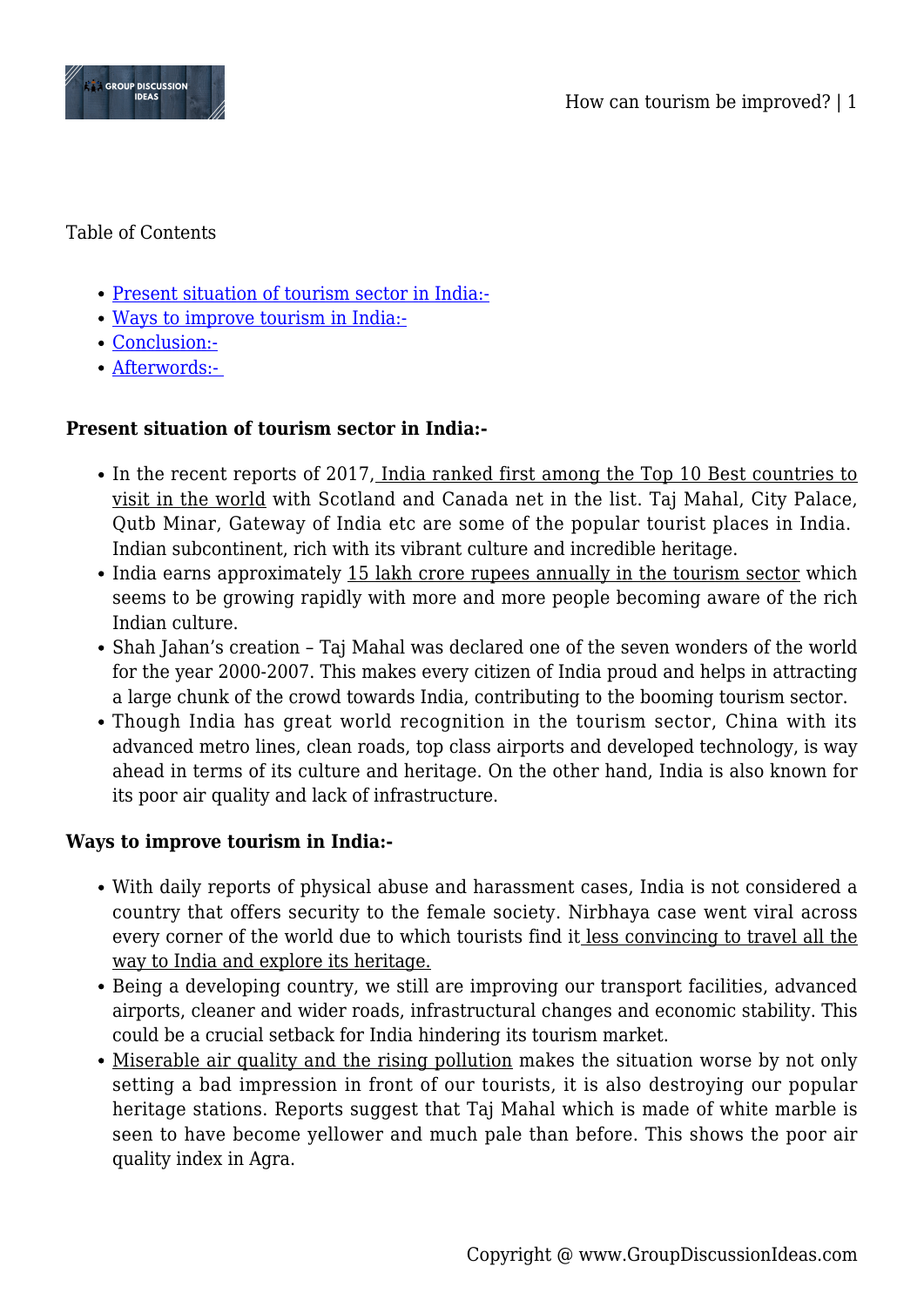Table of Contents

- [Present situation of tourism sector in India:-]()
- [Ways to improve tourism in India:-]()
- [Conclusion:-]()
- [Afterwords:-]()

**Present situation of tourism sector in India:-**

- In the recent reports of 2017, India ranked first among the Top 10 Best countries to visit in the world with Scotland and Canada net in the list. Taj Mahal, City Palace, Qutb Minar, Gateway of India etc are some of the popular tourist places in India. Indian subcontinent, rich with its vibrant culture and incredible heritage.
- India earns approximately 15 lakh crore rupees annually in the tourism sector which seems to be growing rapidly with more and more people becoming aware of the rich Indian culture.
- Shah Jahan's creation – Taj Mahal was declared one of the seven wonders of the world for the year 2000-2007. This makes every citizen of India proud and helps in attracting a large chunk of the crowd towards India, contributing to the booming tourism sector.
- Though India has great world recognition in the tourism sector, China with its advanced metro lines, clean roads, top class airports and developed technology, is way ahead in terms of its culture and heritage. On the other hand, India is also known for its poor air quality and lack of infrastructure.

**Ways to improve tourism in India:-**

- With daily reports of physical abuse and harassment cases, India is not considered a country that offers security to the female society. Nirbhaya case went viral across every corner of the world due to which tourists find it less convincing to travel all the way to India and explore its heritage.
- Being a developing country, we still are improving our transport facilities, advanced airports, cleaner and wider roads, infrastructural changes and economic stability. This could be a crucial setback for India hindering its tourism market.
- Miserable air quality and the rising pollution makes the situation worse by not only setting a bad impression in front of our tourists, it is also destroying our popular heritage stations. Reports suggest that Taj Mahal which is made of white marble is seen to have become yellower and much pale than before. This shows the poor air quality index in Agra.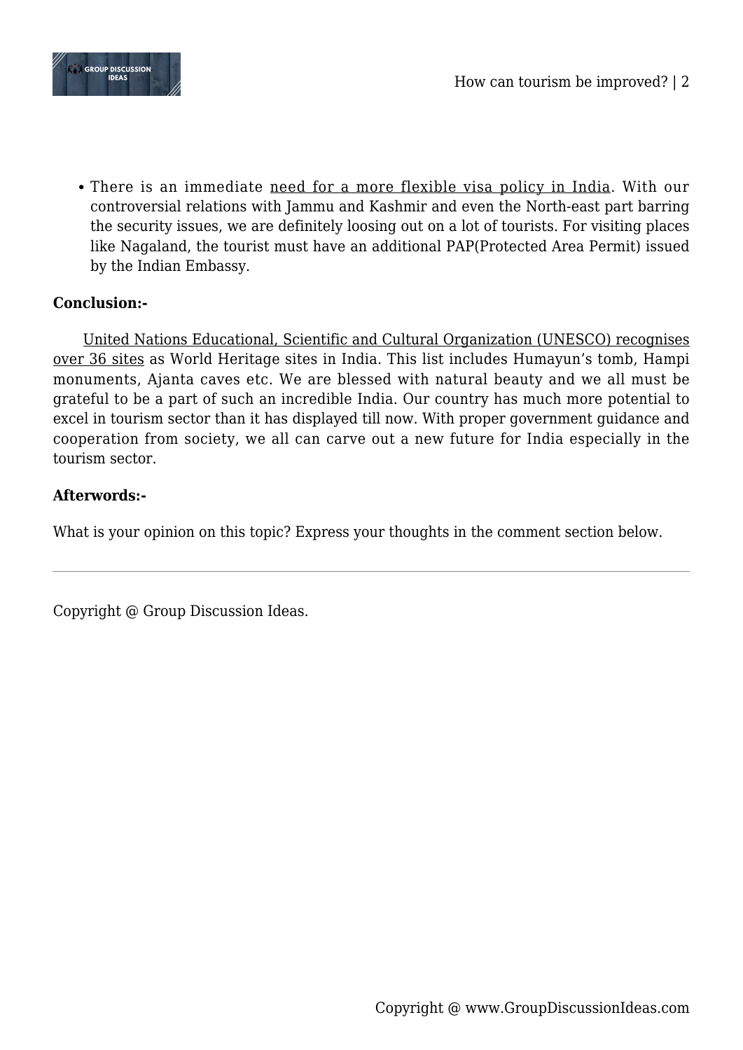- There is an immediate need for a more flexible visa policy in India. With our controversial relations with Jammu and Kashmir and even the North-east part barring the security issues, we are definitely loosing out on a lot of tourists. For visiting places like Nagaland, the tourist must have an additional PAP(Protected Area Permit) issued by the Indian Embassy.

**Conclusion:-**

United Nations Educational, Scientific and Cultural Organization (UNESCO) recognises over 36 sites as World Heritage sites in India. This list includes Humayun's tomb, Hampi monuments, Ajanta caves etc. We are blessed with natural beauty and we all must be grateful to be a part of such an incredible India. Our country has much more potential to excel in tourism sector than it has displayed till now. With proper government guidance and cooperation from society, we all can carve out a new future for India especially in the tourism sector.

**Afterwords:-**

What is your opinion on this topic? Express your thoughts in the comment section below.

---

Copyright @ Group Discussion Ideas.